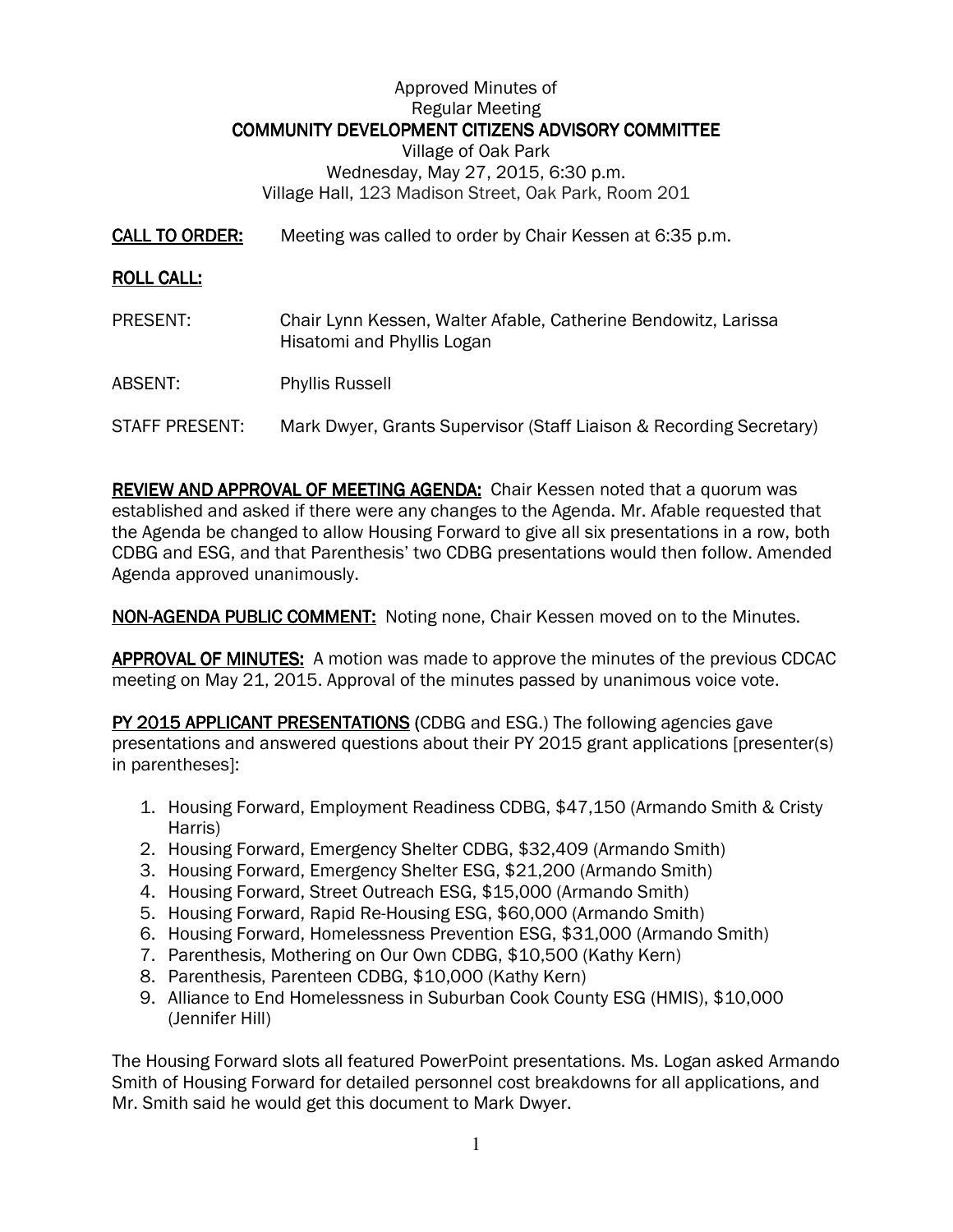Approved Minutes of
Regular Meeting
**COMMUNITY DEVELOPMENT CITIZENS ADVISORY COMMITTEE**
Village of Oak Park
Wednesday, May 27, 2015, 6:30 p.m.
Village Hall, 123 Madison Street, Oak Park, Room 201

**CALL TO ORDER:** Meeting was called to order by Chair Kessen at 6:35 p.m.

**ROLL CALL:**

PRESENT: Chair Lynn Kessen, Walter Afable, Catherine Bendowitz, Larissa Hisatomi and Phyllis Logan

ABSENT: Phyllis Russell

STAFF PRESENT: Mark Dwyer, Grants Supervisor (Staff Liaison & Recording Secretary)

**REVIEW AND APPROVAL OF MEETING AGENDA:** Chair Kessen noted that a quorum was established and asked if there were any changes to the Agenda. Mr. Afable requested that the Agenda be changed to allow Housing Forward to give all six presentations in a row, both CDBG and ESG, and that Parenthesis' two CDBG presentations would then follow. Amended Agenda approved unanimously.

**NON-AGENDA PUBLIC COMMENT:** Noting none, Chair Kessen moved on to the Minutes.

**APPROVAL OF MINUTES:** A motion was made to approve the minutes of the previous CDCAC meeting on May 21, 2015. Approval of the minutes passed by unanimous voice vote.

**PY 2015 APPLICANT PRESENTATIONS** (CDBG and ESG.) The following agencies gave presentations and answered questions about their PY 2015 grant applications [presenter(s) in parentheses]:

1. Housing Forward, Employment Readiness CDBG, $47,150 (Armando Smith & Cristy Harris)
2. Housing Forward, Emergency Shelter CDBG, $32,409 (Armando Smith)
3. Housing Forward, Emergency Shelter ESG, $21,200 (Armando Smith)
4. Housing Forward, Street Outreach ESG, $15,000 (Armando Smith)
5. Housing Forward, Rapid Re-Housing ESG, $60,000 (Armando Smith)
6. Housing Forward, Homelessness Prevention ESG, $31,000 (Armando Smith)
7. Parenthesis, Mothering on Our Own CDBG, $10,500 (Kathy Kern)
8. Parenthesis, Parenteen CDBG, $10,000 (Kathy Kern)
9. Alliance to End Homelessness in Suburban Cook County ESG (HMIS), $10,000 (Jennifer Hill)

The Housing Forward slots all featured PowerPoint presentations. Ms. Logan asked Armando Smith of Housing Forward for detailed personnel cost breakdowns for all applications, and Mr. Smith said he would get this document to Mark Dwyer.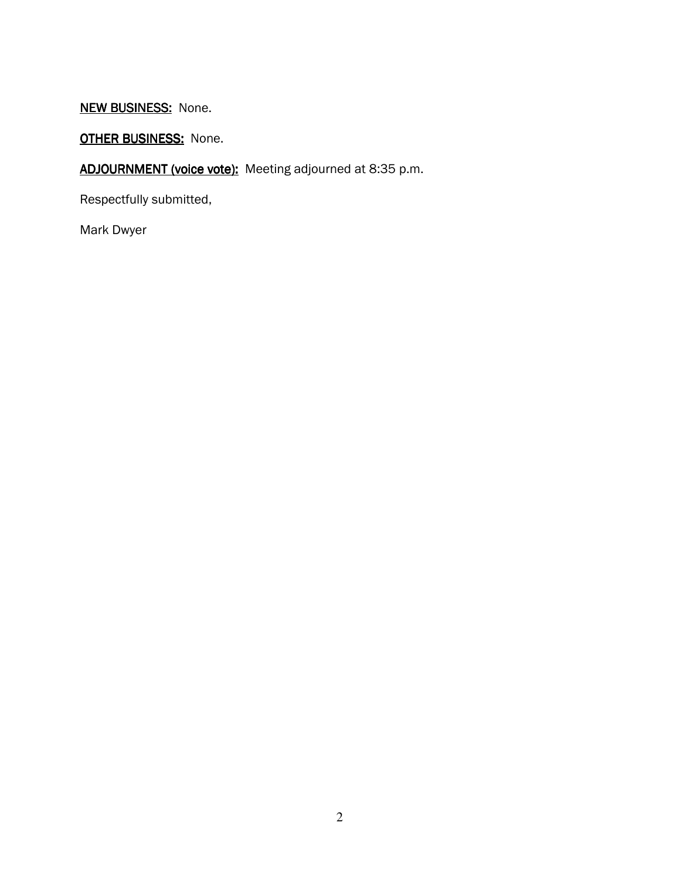**NEW BUSINESS:** None.

**OTHER BUSINESS:** None.

**ADJOURNMENT (voice vote):** Meeting adjourned at 8:35 p.m.

Respectfully submitted,

Mark Dwyer